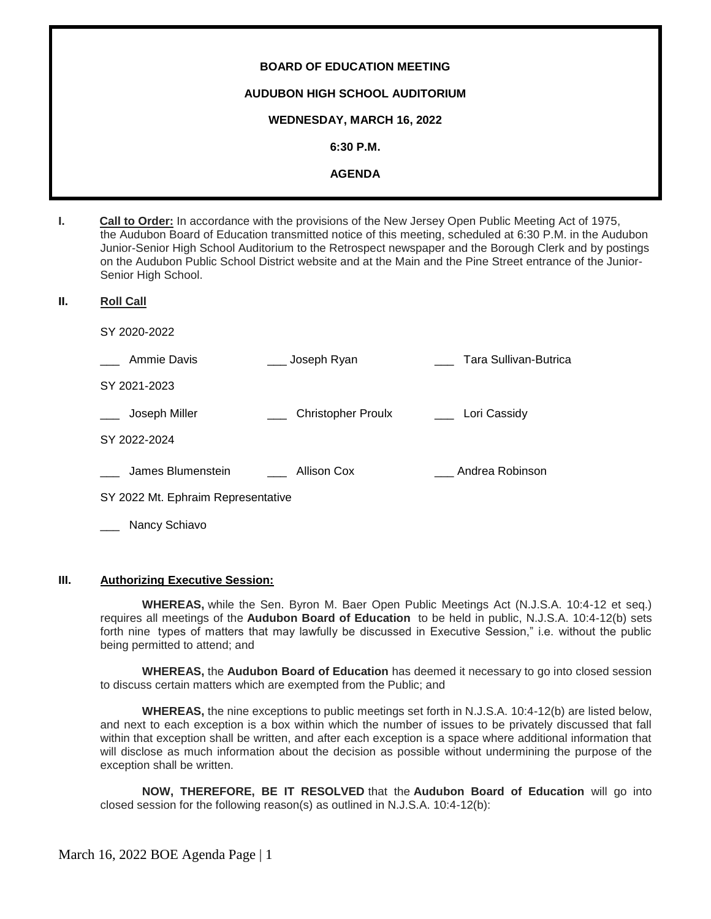**BOARD OF EDUCATION MEETING**

**AUDUBON HIGH SCHOOL AUDITORIUM**

**WEDNESDAY, MARCH 16, 2022**

**6:30 P.M.**

**AGENDA**

**I. Call to Order:** In accordance with the provisions of the New Jersey Open Public Meeting Act of 1975, the Audubon Board of Education transmitted notice of this meeting, scheduled at 6:30 P.M. in the Audubon Junior-Senior High School Auditorium to the Retrospect newspaper and the Borough Clerk and by postings on the Audubon Public School District website and at the Main and the Pine Street entrance of the Junior-Senior High School.

**II. Roll Call**

SY 2020-2022

___ Ammie Davis ___ Joseph Ryan ___ Tara Sullivan-Butrica

SY 2021-2023

___ Joseph Miller ___ Christopher Proulx ___ Lori Cassidy

SY 2022-2024

___ James Blumenstein ___ Allison Cox ___ Andrea Robinson

SY 2022 Mt. Ephraim Representative

___ Nancy Schiavo

**III. Authorizing Executive Session:**

**WHEREAS,** while the Sen. Byron M. Baer Open Public Meetings Act (N.J.S.A. 10:4-12 et seq.) requires all meetings of the **Audubon Board of Education** to be held in public, N.J.S.A. 10:4-12(b) sets forth nine types of matters that may lawfully be discussed in Executive Session," i.e. without the public being permitted to attend; and

**WHEREAS,** the **Audubon Board of Education** has deemed it necessary to go into closed session to discuss certain matters which are exempted from the Public; and

**WHEREAS,** the nine exceptions to public meetings set forth in N.J.S.A. 10:4-12(b) are listed below, and next to each exception is a box within which the number of issues to be privately discussed that fall within that exception shall be written, and after each exception is a space where additional information that will disclose as much information about the decision as possible without undermining the purpose of the exception shall be written.

**NOW, THEREFORE, BE IT RESOLVED** that the **Audubon Board of Education** will go into closed session for the following reason(s) as outlined in N.J.S.A. 10:4-12(b):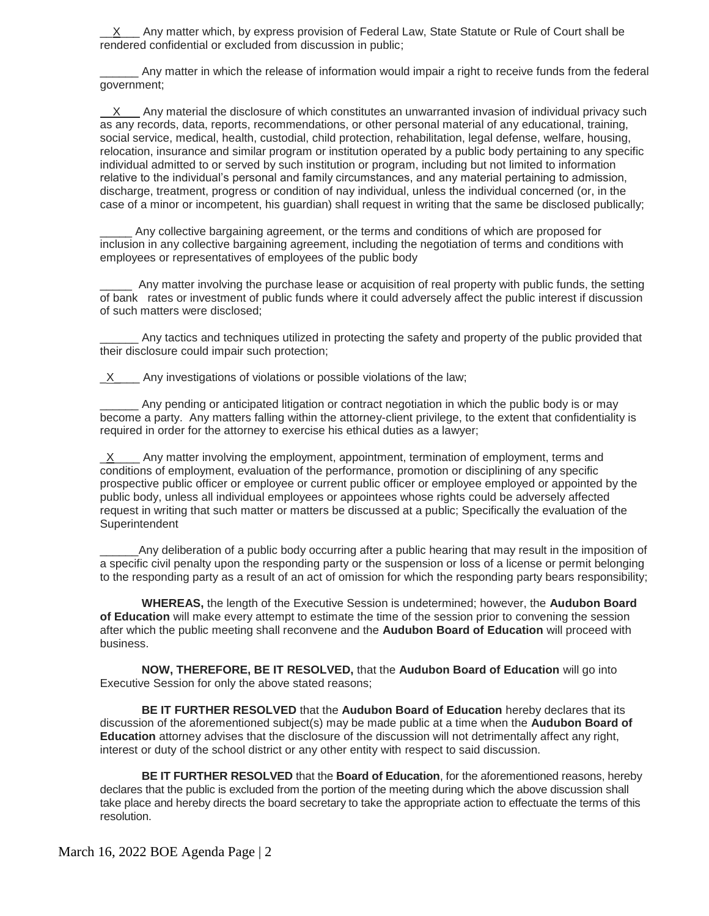\_\_X\_\_\_ Any matter which, by express provision of Federal Law, State Statute or Rule of Court shall be rendered confidential or excluded from discussion in public;

\_\_\_\_\_\_ Any matter in which the release of information would impair a right to receive funds from the federal government;

\_\_X\_\_\_ Any material the disclosure of which constitutes an unwarranted invasion of individual privacy such as any records, data, reports, recommendations, or other personal material of any educational, training, social service, medical, health, custodial, child protection, rehabilitation, legal defense, welfare, housing, relocation, insurance and similar program or institution operated by a public body pertaining to any specific individual admitted to or served by such institution or program, including but not limited to information relative to the individual's personal and family circumstances, and any material pertaining to admission, discharge, treatment, progress or condition of nay individual, unless the individual concerned (or, in the case of a minor or incompetent, his guardian) shall request in writing that the same be disclosed publically;

\_\_\_\_\_ Any collective bargaining agreement, or the terms and conditions of which are proposed for inclusion in any collective bargaining agreement, including the negotiation of terms and conditions with employees or representatives of employees of the public body

\_\_\_\_\_ Any matter involving the purchase lease or acquisition of real property with public funds, the setting of bank rates or investment of public funds where it could adversely affect the public interest if discussion of such matters were disclosed;

\_\_\_\_\_\_ Any tactics and techniques utilized in protecting the safety and property of the public provided that their disclosure could impair such protection;

\_X\_\_\_\_ Any investigations of violations or possible violations of the law;

\_\_\_\_\_\_ Any pending or anticipated litigation or contract negotiation in which the public body is or may become a party. Any matters falling within the attorney-client privilege, to the extent that confidentiality is required in order for the attorney to exercise his ethical duties as a lawyer;

\_X\_\_\_\_ Any matter involving the employment, appointment, termination of employment, terms and conditions of employment, evaluation of the performance, promotion or disciplining of any specific prospective public officer or employee or current public officer or employee employed or appointed by the public body, unless all individual employees or appointees whose rights could be adversely affected request in writing that such matter or matters be discussed at a public; Specifically the evaluation of the Superintendent

\_\_\_\_\_\_Any deliberation of a public body occurring after a public hearing that may result in the imposition of a specific civil penalty upon the responding party or the suspension or loss of a license or permit belonging to the responding party as a result of an act of omission for which the responding party bears responsibility;

**WHEREAS,** the length of the Executive Session is undetermined; however, the **Audubon Board of Education** will make every attempt to estimate the time of the session prior to convening the session after which the public meeting shall reconvene and the **Audubon Board of Education** will proceed with business.

**NOW, THEREFORE, BE IT RESOLVED,** that the **Audubon Board of Education** will go into Executive Session for only the above stated reasons;

**BE IT FURTHER RESOLVED** that the **Audubon Board of Education** hereby declares that its discussion of the aforementioned subject(s) may be made public at a time when the **Audubon Board of Education** attorney advises that the disclosure of the discussion will not detrimentally affect any right, interest or duty of the school district or any other entity with respect to said discussion.

**BE IT FURTHER RESOLVED** that the **Board of Education**, for the aforementioned reasons, hereby declares that the public is excluded from the portion of the meeting during which the above discussion shall take place and hereby directs the board secretary to take the appropriate action to effectuate the terms of this resolution.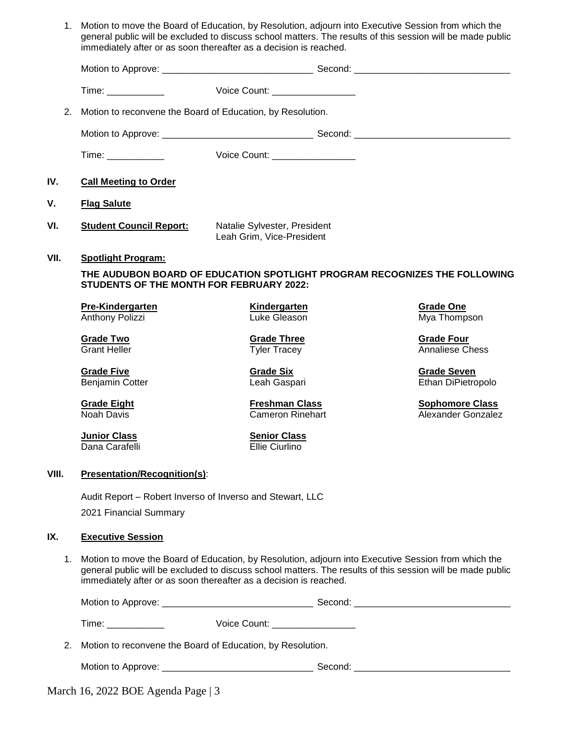1. Motion to move the Board of Education, by Resolution, adjourn into Executive Session from which the general public will be excluded to discuss school matters. The results of this session will be made public immediately after or as soon thereafter as a decision is reached.

   Motion to Approve: _____________________________ Second: ______________________________

   Time: ___________ Voice Count: ________________

2. Motion to reconvene the Board of Education, by Resolution.

   Motion to Approve: _____________________________ Second: ______________________________

   Time: ___________ Voice Count: ________________

## IV. Call Meeting to Order

## V. Flag Salute

## VI. Student Council Report:

Natalie Sylvester, President
Leah Grim, Vice-President

## VII. Spotlight Program:

**THE AUDUBON BOARD OF EDUCATION SPOTLIGHT PROGRAM RECOGNIZES THE FOLLOWING STUDENTS OF THE MONTH FOR FEBRUARY 2022:**

| | | |
|---|---|---|
| **Pre-Kindergarten**<br>Anthony Polizzi | **Kindergarten**<br>Luke Gleason | **Grade One**<br>Mya Thompson |
| **Grade Two**<br>Grant Heller | **Grade Three**<br>Tyler Tracey | **Grade Four**<br>Annaliese Chess |
| **Grade Five**<br>Benjamin Cotter | **Grade Six**<br>Leah Gaspari | **Grade Seven**<br>Ethan DiPietropolo |
| **Grade Eight**<br>Noah Davis | **Freshman Class**<br>Cameron Rinehart | **Sophomore Class**<br>Alexander Gonzalez |
| **Junior Class**<br>Dana Carafelli | **Senior Class**<br>Ellie Ciurlino | |

## VIII. Presentation/Recognition(s):

Audit Report – Robert Inverso of Inverso and Stewart, LLC

2021 Financial Summary

## IX. Executive Session

1. Motion to move the Board of Education, by Resolution, adjourn into Executive Session from which the general public will be excluded to discuss school matters. The results of this session will be made public immediately after or as soon thereafter as a decision is reached.

   Motion to Approve: _____________________________ Second: ______________________________

   Time: ___________ Voice Count: ________________

2. Motion to reconvene the Board of Education, by Resolution.

   Motion to Approve: _____________________________ Second: ______________________________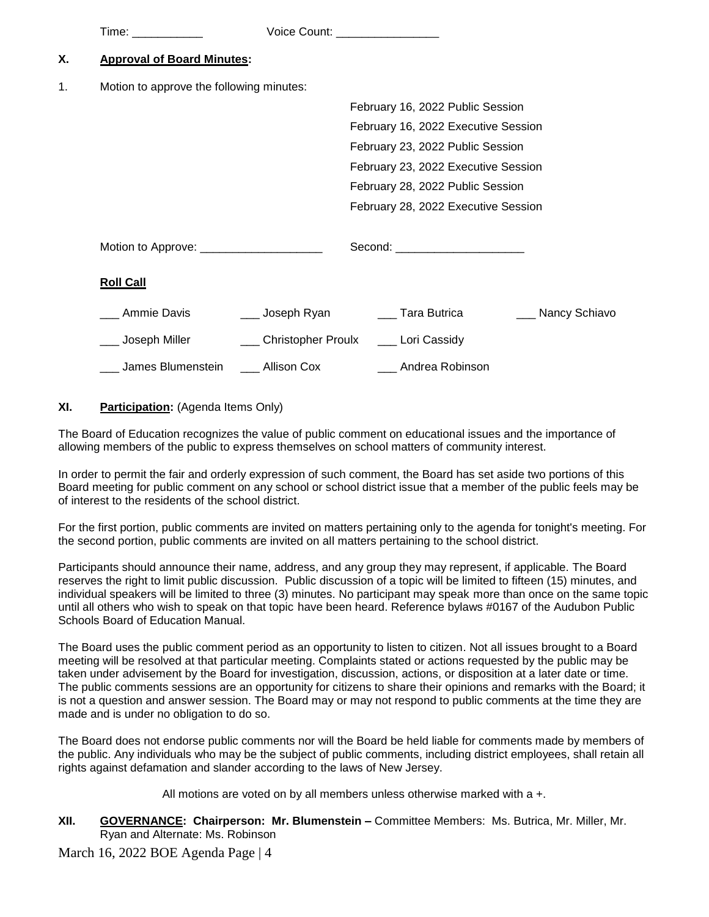Time: ___________ Voice Count: ________________

## X. Approval of Board Minutes:

1. Motion to approve the following minutes:

   February 16, 2022 Public Session
   February 16, 2022 Executive Session
   February 23, 2022 Public Session
   February 23, 2022 Executive Session
   February 28, 2022 Public Session
   February 28, 2022 Executive Session

   Motion to Approve: ___________________ Second: ____________________

   **Roll Call**

   ___ Ammie Davis ___ Joseph Ryan ___ Tara Butrica ___ Nancy Schiavo

   ___ Joseph Miller ___ Christopher Proulx ___ Lori Cassidy

   ___ James Blumenstein ___ Allison Cox ___ Andrea Robinson

## XI. Participation: (Agenda Items Only)

The Board of Education recognizes the value of public comment on educational issues and the importance of allowing members of the public to express themselves on school matters of community interest.

In order to permit the fair and orderly expression of such comment, the Board has set aside two portions of this Board meeting for public comment on any school or school district issue that a member of the public feels may be of interest to the residents of the school district.

For the first portion, public comments are invited on matters pertaining only to the agenda for tonight's meeting. For the second portion, public comments are invited on all matters pertaining to the school district.

Participants should announce their name, address, and any group they may represent, if applicable. The Board reserves the right to limit public discussion. Public discussion of a topic will be limited to fifteen (15) minutes, and individual speakers will be limited to three (3) minutes. No participant may speak more than once on the same topic until all others who wish to speak on that topic have been heard. Reference bylaws #0167 of the Audubon Public Schools Board of Education Manual.

The Board uses the public comment period as an opportunity to listen to citizen. Not all issues brought to a Board meeting will be resolved at that particular meeting. Complaints stated or actions requested by the public may be taken under advisement by the Board for investigation, discussion, actions, or disposition at a later date or time. The public comments sessions are an opportunity for citizens to share their opinions and remarks with the Board; it is not a question and answer session. The Board may or may not respond to public comments at the time they are made and is under no obligation to do so.

The Board does not endorse public comments nor will the Board be held liable for comments made by members of the public. Any individuals who may be the subject of public comments, including district employees, shall retain all rights against defamation and slander according to the laws of New Jersey.

All motions are voted on by all members unless otherwise marked with a +.

## XII. GOVERNANCE: Chairperson: Mr. Blumenstein – Committee Members: Ms. Butrica, Mr. Miller, Mr. Ryan and Alternate: Ms. Robinson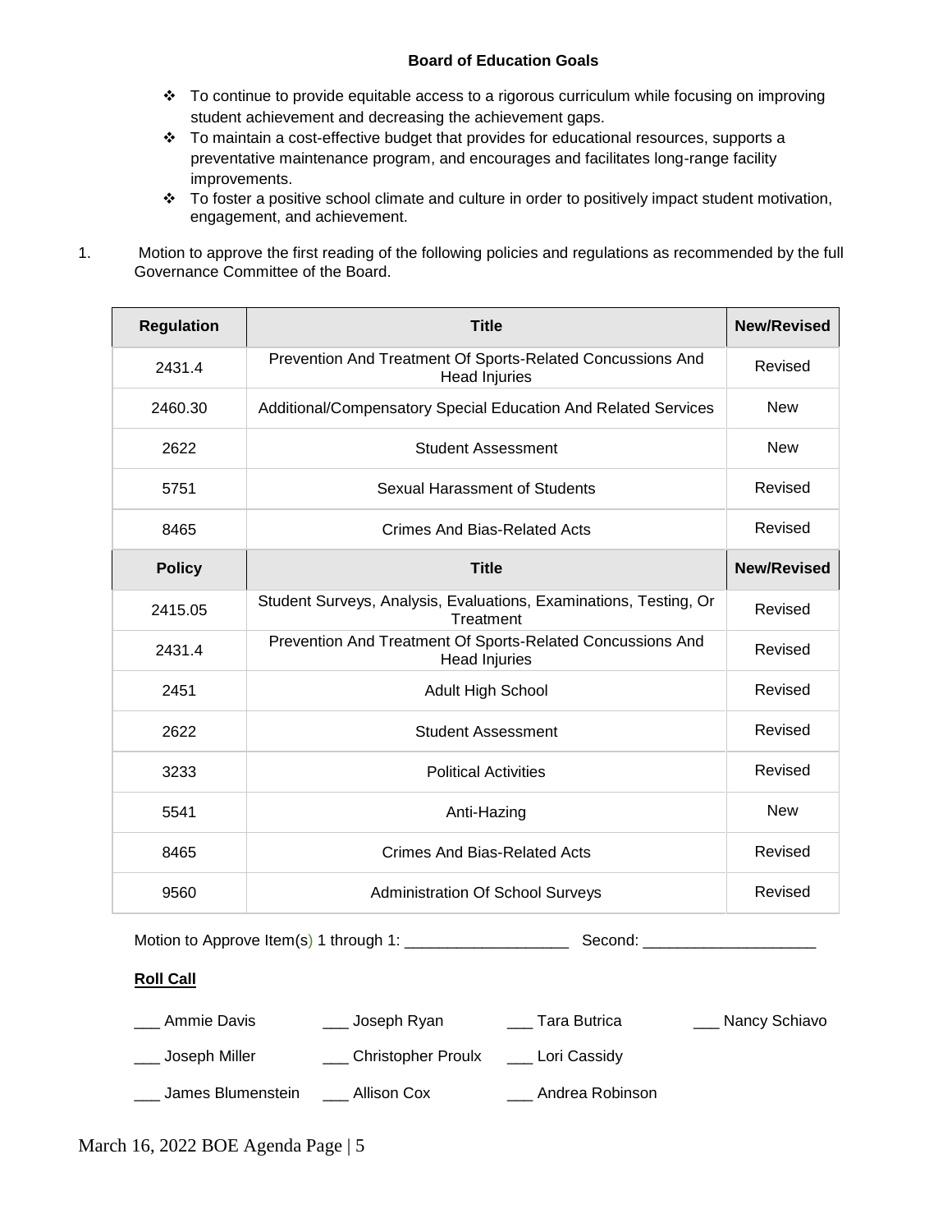**Board of Education Goals**

- ❖ To continue to provide equitable access to a rigorous curriculum while focusing on improving student achievement and decreasing the achievement gaps.
- ❖ To maintain a cost-effective budget that provides for educational resources, supports a preventative maintenance program, and encourages and facilitates long-range facility improvements.
- ❖ To foster a positive school climate and culture in order to positively impact student motivation, engagement, and achievement.

1. Motion to approve the first reading of the following policies and regulations as recommended by the full Governance Committee of the Board.

| Regulation | Title | New/Revised |
|---|---|---|
| 2431.4 | Prevention And Treatment Of Sports-Related Concussions And Head Injuries | Revised |
| 2460.30 | Additional/Compensatory Special Education And Related Services | New |
| 2622 | Student Assessment | New |
| 5751 | Sexual Harassment of Students | Revised |
| 8465 | Crimes And Bias-Related Acts | Revised |
| **Policy** | **Title** | **New/Revised** |
| 2415.05 | Student Surveys, Analysis, Evaluations, Examinations, Testing, Or Treatment | Revised |
| 2431.4 | Prevention And Treatment Of Sports-Related Concussions And Head Injuries | Revised |
| 2451 | Adult High School | Revised |
| 2622 | Student Assessment | Revised |
| 3233 | Political Activities | Revised |
| 5541 | Anti-Hazing | New |
| 8465 | Crimes And Bias-Related Acts | Revised |
| 9560 | Administration Of School Surveys | Revised |

Motion to Approve Item(s) 1 through 1: ___________________ Second: ____________________

**Roll Call**

___ Ammie Davis ___ Joseph Ryan ___ Tara Butrica ___ Nancy Schiavo

___ Joseph Miller ___ Christopher Proulx ___ Lori Cassidy

___ James Blumenstein ___ Allison Cox ___ Andrea Robinson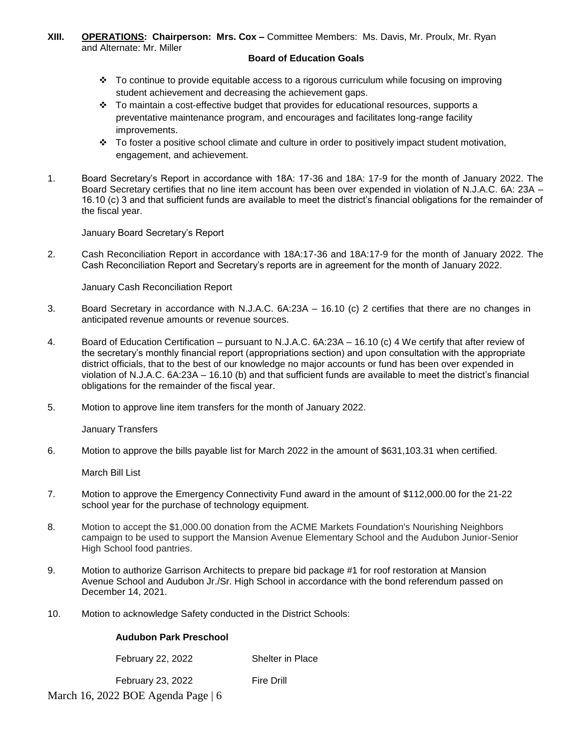**XIII. OPERATIONS: Chairperson: Mrs. Cox –** Committee Members: Ms. Davis, Mr. Proulx, Mr. Ryan and Alternate: Mr. Miller

**Board of Education Goals**

- ❖ To continue to provide equitable access to a rigorous curriculum while focusing on improving student achievement and decreasing the achievement gaps.
- ❖ To maintain a cost-effective budget that provides for educational resources, supports a preventative maintenance program, and encourages and facilitates long-range facility improvements.
- ❖ To foster a positive school climate and culture in order to positively impact student motivation, engagement, and achievement.

1. Board Secretary's Report in accordance with 18A: 17-36 and 18A: 17-9 for the month of January 2022. The Board Secretary certifies that no line item account has been over expended in violation of N.J.A.C. 6A: 23A – 16.10 (c) 3 and that sufficient funds are available to meet the district's financial obligations for the remainder of the fiscal year.

   January Board Secretary's Report

2. Cash Reconciliation Report in accordance with 18A:17-36 and 18A:17-9 for the month of January 2022. The Cash Reconciliation Report and Secretary's reports are in agreement for the month of January 2022.

   January Cash Reconciliation Report

3. Board Secretary in accordance with N.J.A.C. 6A:23A – 16.10 (c) 2 certifies that there are no changes in anticipated revenue amounts or revenue sources.

4. Board of Education Certification – pursuant to N.J.A.C. 6A:23A – 16.10 (c) 4 We certify that after review of the secretary's monthly financial report (appropriations section) and upon consultation with the appropriate district officials, that to the best of our knowledge no major accounts or fund has been over expended in violation of N.J.A.C. 6A:23A – 16.10 (b) and that sufficient funds are available to meet the district's financial obligations for the remainder of the fiscal year.

5. Motion to approve line item transfers for the month of January 2022.

   January Transfers

6. Motion to approve the bills payable list for March 2022 in the amount of $631,103.31 when certified.

   March Bill List

7. Motion to approve the Emergency Connectivity Fund award in the amount of $112,000.00 for the 21-22 school year for the purchase of technology equipment.

8. Motion to accept the $1,000.00 donation from the ACME Markets Foundation's Nourishing Neighbors campaign to be used to support the Mansion Avenue Elementary School and the Audubon Junior-Senior High School food pantries.

9. Motion to authorize Garrison Architects to prepare bid package #1 for roof restoration at Mansion Avenue School and Audubon Jr./Sr. High School in accordance with the bond referendum passed on December 14, 2021.

10. Motion to acknowledge Safety conducted in the District Schools:

    **Audubon Park Preschool**

    | | |
    |---|---|
    | February 22, 2022 | Shelter in Place |
    | February 23, 2022 | Fire Drill |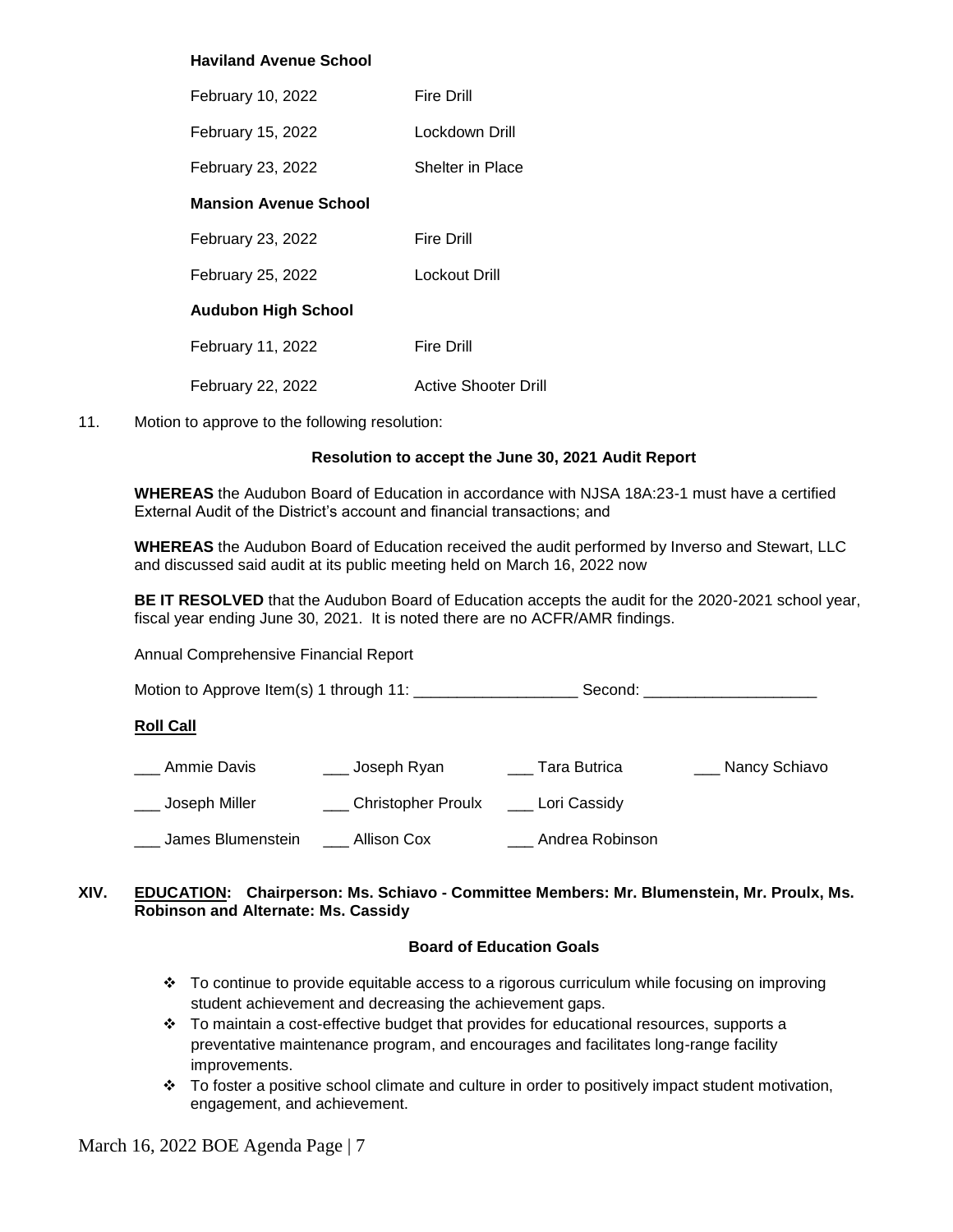**Haviland Avenue School**

| | |
|---|---|
| February 10, 2022 | Fire Drill |
| February 15, 2022 | Lockdown Drill |
| February 23, 2022 | Shelter in Place |

**Mansion Avenue School**

| | |
|---|---|
| February 23, 2022 | Fire Drill |
| February 25, 2022 | Lockout Drill |

**Audubon High School**

| | |
|---|---|
| February 11, 2022 | Fire Drill |
| February 22, 2022 | Active Shooter Drill |

11. Motion to approve to the following resolution:

**Resolution to accept the June 30, 2021 Audit Report**

**WHEREAS** the Audubon Board of Education in accordance with NJSA 18A:23-1 must have a certified External Audit of the District's account and financial transactions; and

**WHEREAS** the Audubon Board of Education received the audit performed by Inverso and Stewart, LLC and discussed said audit at its public meeting held on March 16, 2022 now

**BE IT RESOLVED** that the Audubon Board of Education accepts the audit for the 2020-2021 school year, fiscal year ending June 30, 2021. It is noted there are no ACFR/AMR findings.

Annual Comprehensive Financial Report

Motion to Approve Item(s) 1 through 11: ___________________ Second: ____________________

**Roll Call**

| | | | |
|---|---|---|---|
| ___ Ammie Davis | ___ Joseph Ryan | ___ Tara Butrica | ___ Nancy Schiavo |
| ___ Joseph Miller | ___ Christopher Proulx | ___ Lori Cassidy | |
| ___ James Blumenstein | ___ Allison Cox | ___ Andrea Robinson | |

## XIV. EDUCATION: Chairperson: Ms. Schiavo - Committee Members: Mr. Blumenstein, Mr. Proulx, Ms. Robinson and Alternate: Ms. Cassidy

**Board of Education Goals**

- To continue to provide equitable access to a rigorous curriculum while focusing on improving student achievement and decreasing the achievement gaps.
- To maintain a cost-effective budget that provides for educational resources, supports a preventative maintenance program, and encourages and facilitates long-range facility improvements.
- To foster a positive school climate and culture in order to positively impact student motivation, engagement, and achievement.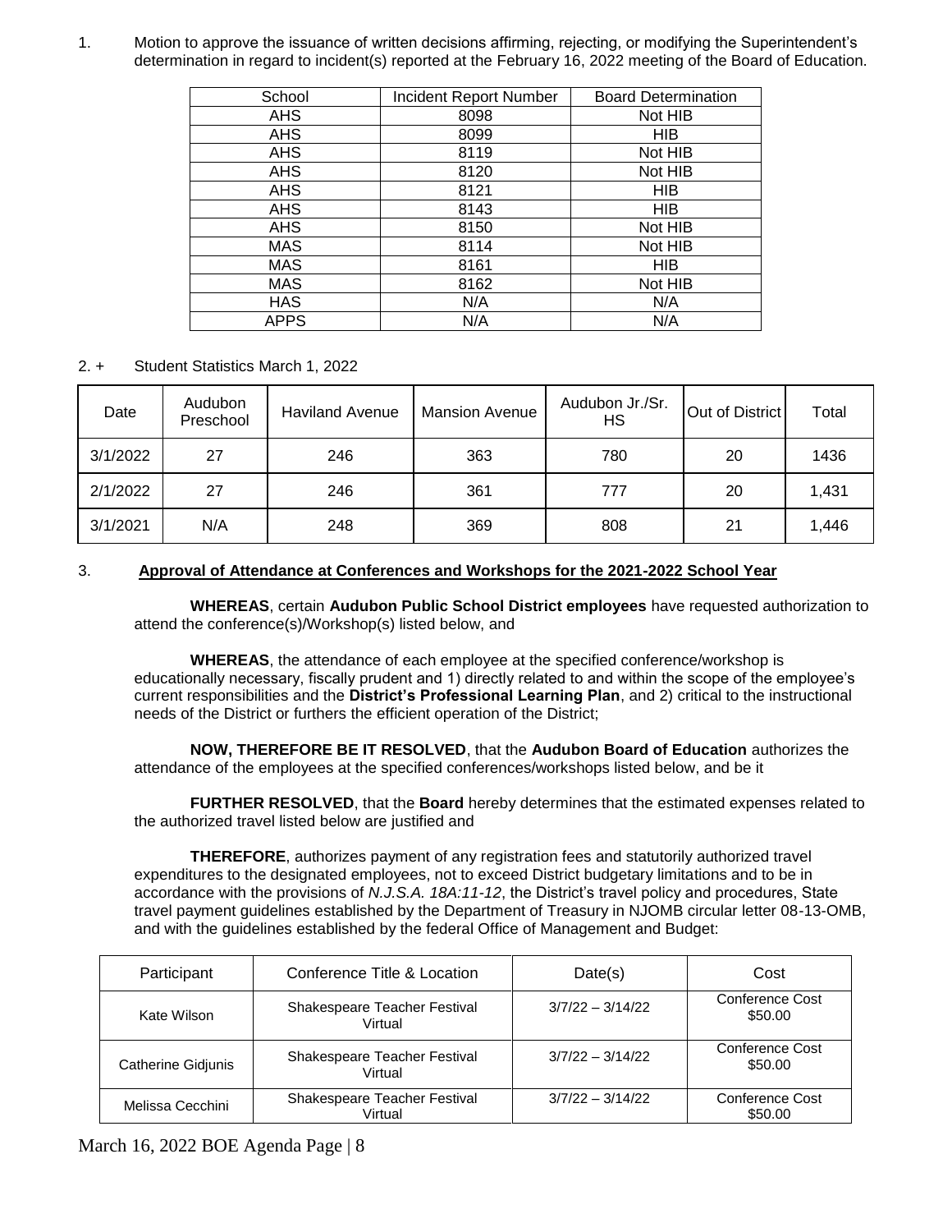1. Motion to approve the issuance of written decisions affirming, rejecting, or modifying the Superintendent's determination in regard to incident(s) reported at the February 16, 2022 meeting of the Board of Education.

| School | Incident Report Number | Board Determination |
|---|---|---|
| AHS | 8098 | Not HIB |
| AHS | 8099 | HIB |
| AHS | 8119 | Not HIB |
| AHS | 8120 | Not HIB |
| AHS | 8121 | HIB |
| AHS | 8143 | HIB |
| AHS | 8150 | Not HIB |
| MAS | 8114 | Not HIB |
| MAS | 8161 | HIB |
| MAS | 8162 | Not HIB |
| HAS | N/A | N/A |
| APPS | N/A | N/A |

2. + Student Statistics March 1, 2022

| Date | Audubon Preschool | Haviland Avenue | Mansion Avenue | Audubon Jr./Sr. HS | Out of District | Total |
|---|---|---|---|---|---|---|
| 3/1/2022 | 27 | 246 | 363 | 780 | 20 | 1436 |
| 2/1/2022 | 27 | 246 | 361 | 777 | 20 | 1,431 |
| 3/1/2021 | N/A | 248 | 369 | 808 | 21 | 1,446 |

3. **Approval of Attendance at Conferences and Workshops for the 2021-2022 School Year**

**WHEREAS**, certain **Audubon Public School District employees** have requested authorization to attend the conference(s)/Workshop(s) listed below, and

**WHEREAS**, the attendance of each employee at the specified conference/workshop is educationally necessary, fiscally prudent and 1) directly related to and within the scope of the employee's current responsibilities and the **District's Professional Learning Plan**, and 2) critical to the instructional needs of the District or furthers the efficient operation of the District;

**NOW, THEREFORE BE IT RESOLVED**, that the **Audubon Board of Education** authorizes the attendance of the employees at the specified conferences/workshops listed below, and be it

**FURTHER RESOLVED**, that the **Board** hereby determines that the estimated expenses related to the authorized travel listed below are justified and

**THEREFORE**, authorizes payment of any registration fees and statutorily authorized travel expenditures to the designated employees, not to exceed District budgetary limitations and to be in accordance with the provisions of *N.J.S.A. 18A:11-12*, the District's travel policy and procedures, State travel payment guidelines established by the Department of Treasury in NJOMB circular letter 08-13-OMB, and with the guidelines established by the federal Office of Management and Budget:

| Participant | Conference Title & Location | Date(s) | Cost |
|---|---|---|---|
| Kate Wilson | Shakespeare Teacher Festival Virtual | 3/7/22 – 3/14/22 | Conference Cost $50.00 |
| Catherine Gidjunis | Shakespeare Teacher Festival Virtual | 3/7/22 – 3/14/22 | Conference Cost $50.00 |
| Melissa Cecchini | Shakespeare Teacher Festival Virtual | 3/7/22 – 3/14/22 | Conference Cost $50.00 |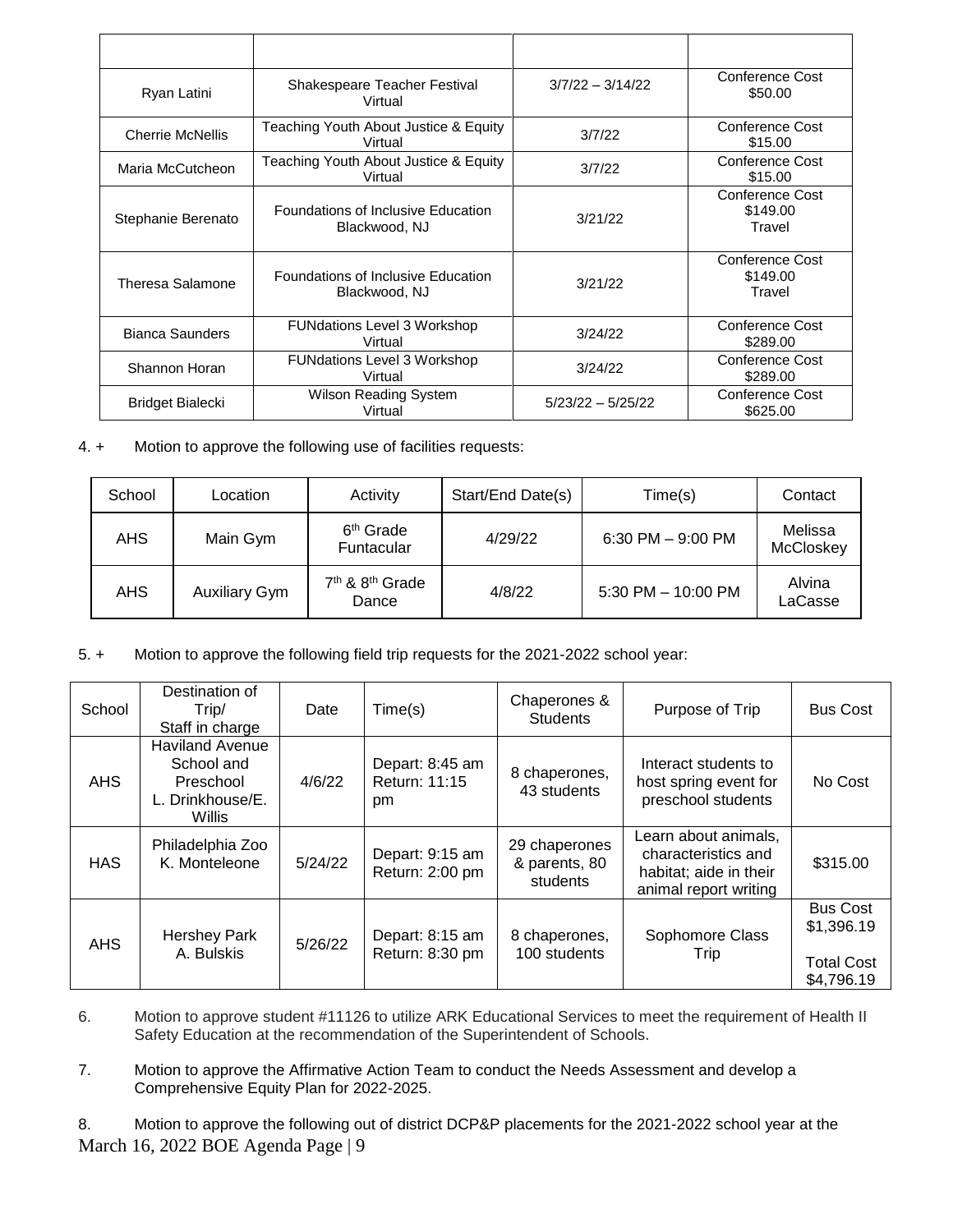| | | | |
|---|---|---|---|
| Ryan Latini | Shakespeare Teacher Festival<br>Virtual | 3/7/22 – 3/14/22 | Conference Cost<br>$50.00 |
| Cherrie McNellis | Teaching Youth About Justice & Equity<br>Virtual | 3/7/22 | Conference Cost<br>$15.00 |
| Maria McCutcheon | Teaching Youth About Justice & Equity<br>Virtual | 3/7/22 | Conference Cost<br>$15.00 |
| Stephanie Berenato | Foundations of Inclusive Education<br>Blackwood, NJ | 3/21/22 | Conference Cost<br>$149.00<br>Travel |
| Theresa Salamone | Foundations of Inclusive Education<br>Blackwood, NJ | 3/21/22 | Conference Cost<br>$149.00<br>Travel |
| Bianca Saunders | FUNdations Level 3 Workshop<br>Virtual | 3/24/22 | Conference Cost<br>$289.00 |
| Shannon Horan | FUNdations Level 3 Workshop<br>Virtual | 3/24/22 | Conference Cost<br>$289.00 |
| Bridget Bialecki | Wilson Reading System<br>Virtual | 5/23/22 – 5/25/22 | Conference Cost<br>$625.00 |

4. + Motion to approve the following use of facilities requests:

| School | Location | Activity | Start/End Date(s) | Time(s) | Contact |
|---|---|---|---|---|---|
| AHS | Main Gym | 6th Grade Funtacular | 4/29/22 | 6:30 PM – 9:00 PM | Melissa McCloskey |
| AHS | Auxiliary Gym | 7th & 8th Grade Dance | 4/8/22 | 5:30 PM – 10:00 PM | Alvina LaCasse |

5. + Motion to approve the following field trip requests for the 2021-2022 school year:

| School | Destination of Trip/ Staff in charge | Date | Time(s) | Chaperones & Students | Purpose of Trip | Bus Cost |
|---|---|---|---|---|---|---|
| AHS | Haviland Avenue School and Preschool<br>L. Drinkhouse/E. Willis | 4/6/22 | Depart: 8:45 am<br>Return: 11:15 pm | 8 chaperones, 43 students | Interact students to host spring event for preschool students | No Cost |
| HAS | Philadelphia Zoo<br>K. Monteleone | 5/24/22 | Depart: 9:15 am<br>Return: 2:00 pm | 29 chaperones & parents, 80 students | Learn about animals, characteristics and habitat; aide in their animal report writing | $315.00 |
| AHS | Hershey Park<br>A. Bulskis | 5/26/22 | Depart: 8:15 am<br>Return: 8:30 pm | 8 chaperones, 100 students | Sophomore Class Trip | Bus Cost<br>$1,396.19<br><br>Total Cost<br>$4,796.19 |

6. Motion to approve student #11126 to utilize ARK Educational Services to meet the requirement of Health II Safety Education at the recommendation of the Superintendent of Schools.

7. Motion to approve the Affirmative Action Team to conduct the Needs Assessment and develop a Comprehensive Equity Plan for 2022-2025.

8. Motion to approve the following out of district DCP&P placements for the 2021-2022 school year at the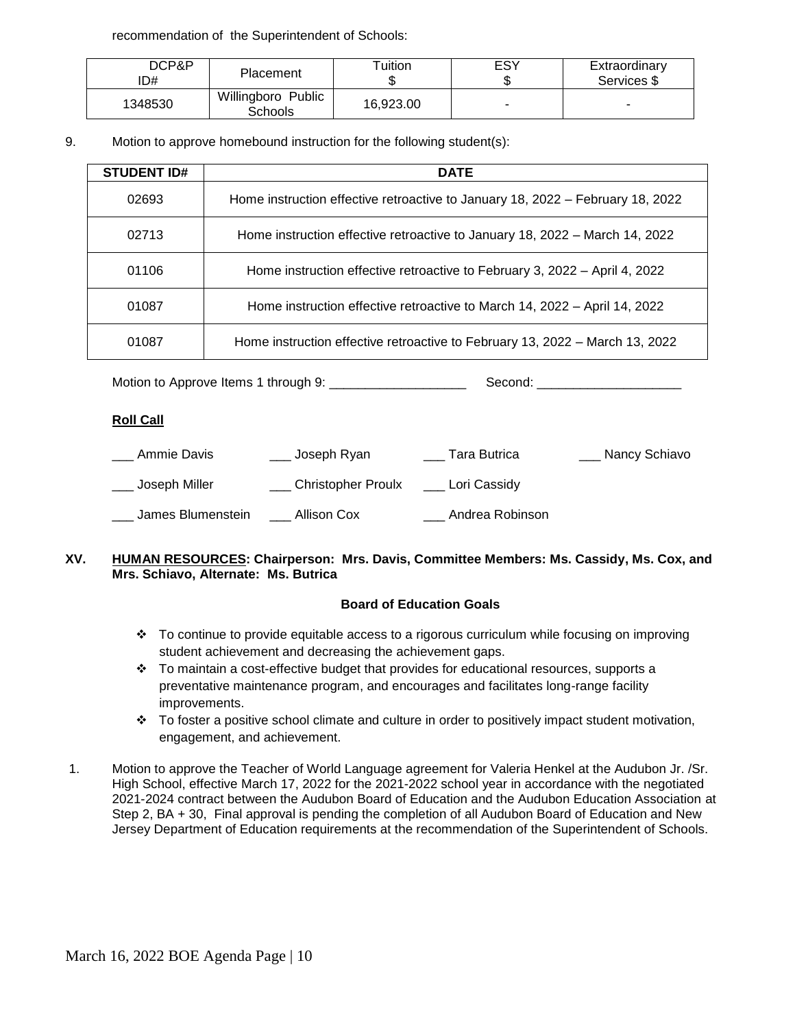recommendation of the Superintendent of Schools:

| DCP&P ID# | Placement | Tuition $ | ESY $ | Extraordinary Services $ |
| --- | --- | --- | --- | --- |
| 1348530 | Willingboro Public Schools | 16,923.00 | - | - |

9. Motion to approve homebound instruction for the following student(s):

| STUDENT ID# | DATE |
| --- | --- |
| 02693 | Home instruction effective retroactive to January 18, 2022 – February 18, 2022 |
| 02713 | Home instruction effective retroactive to January 18, 2022 – March 14, 2022 |
| 01106 | Home instruction effective retroactive to February 3, 2022 – April 4, 2022 |
| 01087 | Home instruction effective retroactive to March 14, 2022 – April 14, 2022 |
| 01087 | Home instruction effective retroactive to February 13, 2022 – March 13, 2022 |

Motion to Approve Items 1 through 9: ___________________ Second: ____________________

**Roll Call**

___ Ammie Davis ___ Joseph Ryan ___ Tara Butrica ___ Nancy Schiavo

___ Joseph Miller ___ Christopher Proulx ___ Lori Cassidy

___ James Blumenstein ___ Allison Cox ___ Andrea Robinson

## XV. HUMAN RESOURCES: Chairperson: Mrs. Davis, Committee Members: Ms. Cassidy, Ms. Cox, and Mrs. Schiavo, Alternate: Ms. Butrica

**Board of Education Goals**

- To continue to provide equitable access to a rigorous curriculum while focusing on improving student achievement and decreasing the achievement gaps.
- To maintain a cost-effective budget that provides for educational resources, supports a preventative maintenance program, and encourages and facilitates long-range facility improvements.
- To foster a positive school climate and culture in order to positively impact student motivation, engagement, and achievement.

1. Motion to approve the Teacher of World Language agreement for Valeria Henkel at the Audubon Jr. /Sr. High School, effective March 17, 2022 for the 2021-2022 school year in accordance with the negotiated 2021-2024 contract between the Audubon Board of Education and the Audubon Education Association at Step 2, BA + 30, Final approval is pending the completion of all Audubon Board of Education and New Jersey Department of Education requirements at the recommendation of the Superintendent of Schools.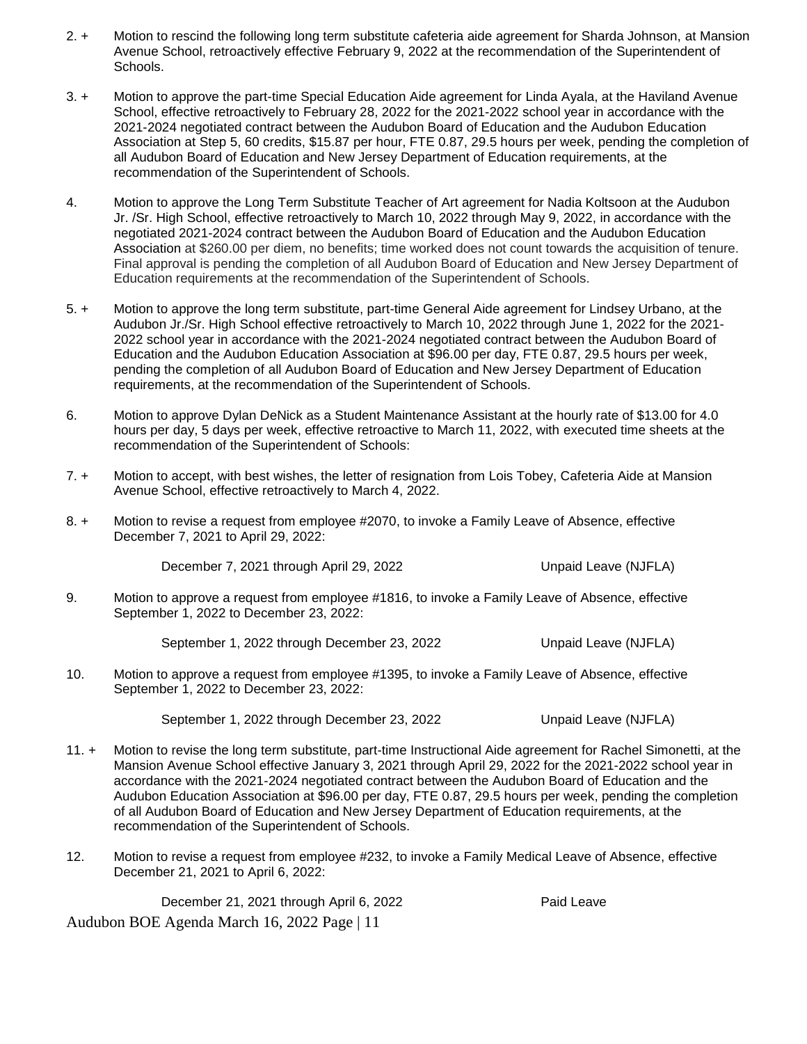2. + Motion to rescind the following long term substitute cafeteria aide agreement for Sharda Johnson, at Mansion Avenue School, retroactively effective February 9, 2022 at the recommendation of the Superintendent of Schools.

3. + Motion to approve the part-time Special Education Aide agreement for Linda Ayala, at the Haviland Avenue School, effective retroactively to February 28, 2022 for the 2021-2022 school year in accordance with the 2021-2024 negotiated contract between the Audubon Board of Education and the Audubon Education Association at Step 5, 60 credits, $15.87 per hour, FTE 0.87, 29.5 hours per week, pending the completion of all Audubon Board of Education and New Jersey Department of Education requirements, at the recommendation of the Superintendent of Schools.

4. Motion to approve the Long Term Substitute Teacher of Art agreement for Nadia Koltsoon at the Audubon Jr. /Sr. High School, effective retroactively to March 10, 2022 through May 9, 2022, in accordance with the negotiated 2021-2024 contract between the Audubon Board of Education and the Audubon Education Association at $260.00 per diem, no benefits; time worked does not count towards the acquisition of tenure. Final approval is pending the completion of all Audubon Board of Education and New Jersey Department of Education requirements at the recommendation of the Superintendent of Schools.

5. + Motion to approve the long term substitute, part-time General Aide agreement for Lindsey Urbano, at the Audubon Jr./Sr. High School effective retroactively to March 10, 2022 through June 1, 2022 for the 2021-2022 school year in accordance with the 2021-2024 negotiated contract between the Audubon Board of Education and the Audubon Education Association at $96.00 per day, FTE 0.87, 29.5 hours per week, pending the completion of all Audubon Board of Education and New Jersey Department of Education requirements, at the recommendation of the Superintendent of Schools.

6. Motion to approve Dylan DeNick as a Student Maintenance Assistant at the hourly rate of $13.00 for 4.0 hours per day, 5 days per week, effective retroactive to March 11, 2022, with executed time sheets at the recommendation of the Superintendent of Schools:

7. + Motion to accept, with best wishes, the letter of resignation from Lois Tobey, Cafeteria Aide at Mansion Avenue School, effective retroactively to March 4, 2022.

8. + Motion to revise a request from employee #2070, to invoke a Family Leave of Absence, effective December 7, 2021 to April 29, 2022:

| | |
|---|---|
| December 7, 2021 through April 29, 2022 | Unpaid Leave (NJFLA) |

9. Motion to approve a request from employee #1816, to invoke a Family Leave of Absence, effective September 1, 2022 to December 23, 2022:

| | |
|---|---|
| September 1, 2022 through December 23, 2022 | Unpaid Leave (NJFLA) |

10. Motion to approve a request from employee #1395, to invoke a Family Leave of Absence, effective September 1, 2022 to December 23, 2022:

| | |
|---|---|
| September 1, 2022 through December 23, 2022 | Unpaid Leave (NJFLA) |

11. + Motion to revise the long term substitute, part-time Instructional Aide agreement for Rachel Simonetti, at the Mansion Avenue School effective January 3, 2021 through April 29, 2022 for the 2021-2022 school year in accordance with the 2021-2024 negotiated contract between the Audubon Board of Education and the Audubon Education Association at $96.00 per day, FTE 0.87, 29.5 hours per week, pending the completion of all Audubon Board of Education and New Jersey Department of Education requirements, at the recommendation of the Superintendent of Schools.

12. Motion to revise a request from employee #232, to invoke a Family Medical Leave of Absence, effective December 21, 2021 to April 6, 2022:

| | |
|---|---|
| December 21, 2021 through April 6, 2022 | Paid Leave |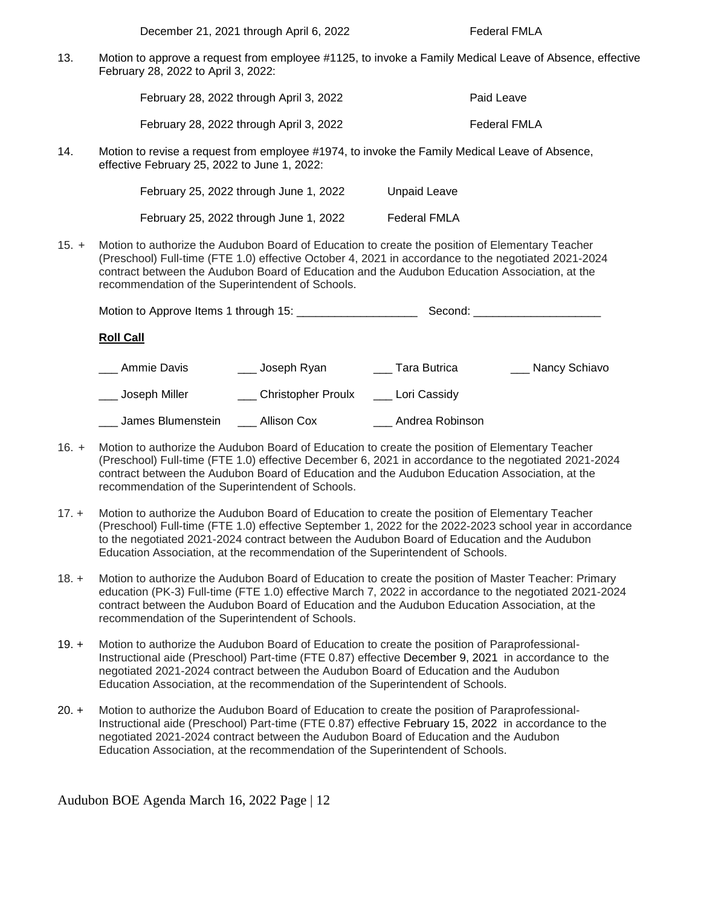December 21, 2021 through April 6, 2022 Federal FMLA

13. Motion to approve a request from employee #1125, to invoke a Family Medical Leave of Absence, effective February 28, 2022 to April 3, 2022:

| | |
|---|---|
| February 28, 2022 through April 3, 2022 | Paid Leave |
| February 28, 2022 through April 3, 2022 | Federal FMLA |

14. Motion to revise a request from employee #1974, to invoke the Family Medical Leave of Absence, effective February 25, 2022 to June 1, 2022:

| | |
|---|---|
| February 25, 2022 through June 1, 2022 | Unpaid Leave |
| February 25, 2022 through June 1, 2022 | Federal FMLA |

15. + Motion to authorize the Audubon Board of Education to create the position of Elementary Teacher (Preschool) Full-time (FTE 1.0) effective October 4, 2021 in accordance to the negotiated 2021-2024 contract between the Audubon Board of Education and the Audubon Education Association, at the recommendation of the Superintendent of Schools.

Motion to Approve Items 1 through 15: ___________________ Second: ____________________

**Roll Call**

| | | | |
|---|---|---|---|
| ___ Ammie Davis | ___ Joseph Ryan | ___ Tara Butrica | ___ Nancy Schiavo |
| ___ Joseph Miller | ___ Christopher Proulx | ___ Lori Cassidy | |
| ___ James Blumenstein | ___ Allison Cox | ___ Andrea Robinson | |

16. + Motion to authorize the Audubon Board of Education to create the position of Elementary Teacher (Preschool) Full-time (FTE 1.0) effective December 6, 2021 in accordance to the negotiated 2021-2024 contract between the Audubon Board of Education and the Audubon Education Association, at the recommendation of the Superintendent of Schools.

17. + Motion to authorize the Audubon Board of Education to create the position of Elementary Teacher (Preschool) Full-time (FTE 1.0) effective September 1, 2022 for the 2022-2023 school year in accordance to the negotiated 2021-2024 contract between the Audubon Board of Education and the Audubon Education Association, at the recommendation of the Superintendent of Schools.

18. + Motion to authorize the Audubon Board of Education to create the position of Master Teacher: Primary education (PK-3) Full-time (FTE 1.0) effective March 7, 2022 in accordance to the negotiated 2021-2024 contract between the Audubon Board of Education and the Audubon Education Association, at the recommendation of the Superintendent of Schools.

19. + Motion to authorize the Audubon Board of Education to create the position of Paraprofessional-Instructional aide (Preschool) Part-time (FTE 0.87) effective December 9, 2021 in accordance to the negotiated 2021-2024 contract between the Audubon Board of Education and the Audubon Education Association, at the recommendation of the Superintendent of Schools.

20. + Motion to authorize the Audubon Board of Education to create the position of Paraprofessional-Instructional aide (Preschool) Part-time (FTE 0.87) effective February 15, 2022 in accordance to the negotiated 2021-2024 contract between the Audubon Board of Education and the Audubon Education Association, at the recommendation of the Superintendent of Schools.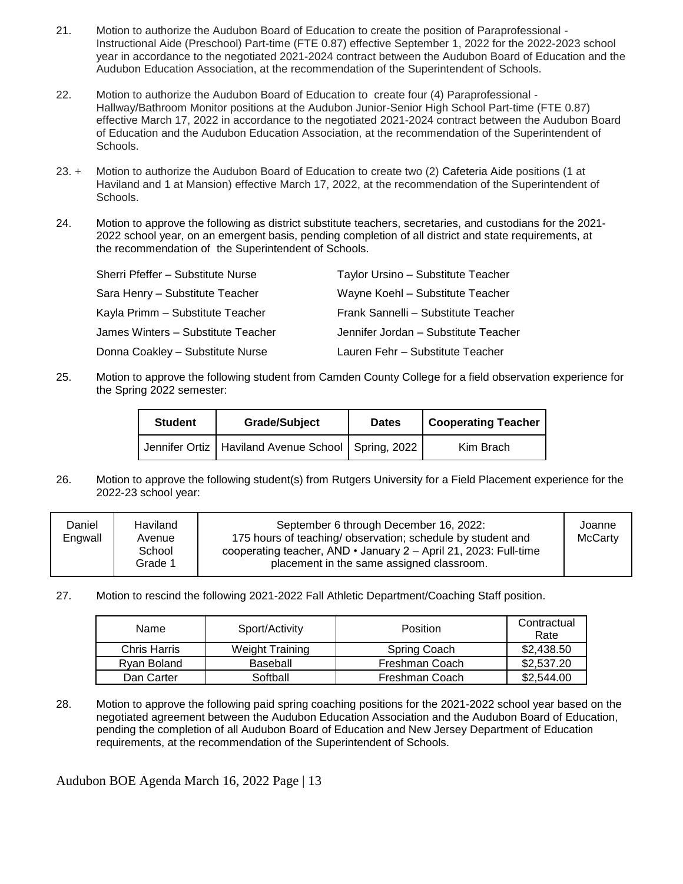21. Motion to authorize the Audubon Board of Education to create the position of Paraprofessional - Instructional Aide (Preschool) Part-time (FTE 0.87) effective September 1, 2022 for the 2022-2023 school year in accordance to the negotiated 2021-2024 contract between the Audubon Board of Education and the Audubon Education Association, at the recommendation of the Superintendent of Schools.

22. Motion to authorize the Audubon Board of Education to create four (4) Paraprofessional - Hallway/Bathroom Monitor positions at the Audubon Junior-Senior High School Part-time (FTE 0.87) effective March 17, 2022 in accordance to the negotiated 2021-2024 contract between the Audubon Board of Education and the Audubon Education Association, at the recommendation of the Superintendent of Schools.

23. + Motion to authorize the Audubon Board of Education to create two (2) Cafeteria Aide positions (1 at Haviland and 1 at Mansion) effective March 17, 2022, at the recommendation of the Superintendent of Schools.

24. Motion to approve the following as district substitute teachers, secretaries, and custodians for the 2021-2022 school year, on an emergent basis, pending completion of all district and state requirements, at the recommendation of the Superintendent of Schools.

| | |
|---|---|
| Sherri Pfeffer – Substitute Nurse | Taylor Ursino – Substitute Teacher |
| Sara Henry – Substitute Teacher | Wayne Koehl – Substitute Teacher |
| Kayla Primm – Substitute Teacher | Frank Sannelli – Substitute Teacher |
| James Winters – Substitute Teacher | Jennifer Jordan – Substitute Teacher |
| Donna Coakley – Substitute Nurse | Lauren Fehr – Substitute Teacher |

25. Motion to approve the following student from Camden County College for a field observation experience for the Spring 2022 semester:

| Student | Grade/Subject | Dates | Cooperating Teacher |
|---|---|---|---|
| Jennifer Ortiz | Haviland Avenue School | Spring, 2022 | Kim Brach |

26. Motion to approve the following student(s) from Rutgers University for a Field Placement experience for the 2022-23 school year:

| | | | |
|---|---|---|---|
| Daniel Engwall | Haviland Avenue School Grade 1 | September 6 through December 16, 2022: 175 hours of teaching/ observation; schedule by student and cooperating teacher, AND • January 2 – April 21, 2023: Full-time placement in the same assigned classroom. | Joanne McCarty |

27. Motion to rescind the following 2021-2022 Fall Athletic Department/Coaching Staff position.

| Name | Sport/Activity | Position | Contractual Rate |
|---|---|---|---|
| Chris Harris | Weight Training | Spring Coach | $2,438.50 |
| Ryan Boland | Baseball | Freshman Coach | $2,537.20 |
| Dan Carter | Softball | Freshman Coach | $2,544.00 |

28. Motion to approve the following paid spring coaching positions for the 2021-2022 school year based on the negotiated agreement between the Audubon Education Association and the Audubon Board of Education, pending the completion of all Audubon Board of Education and New Jersey Department of Education requirements, at the recommendation of the Superintendent of Schools.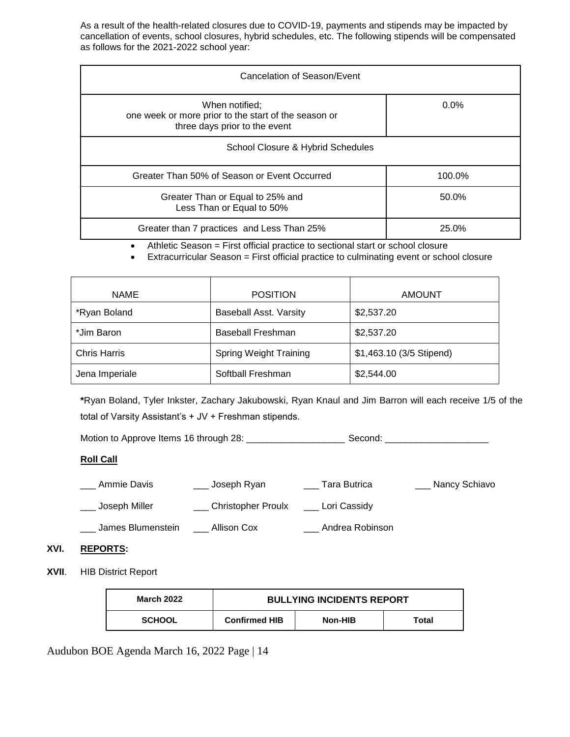As a result of the health-related closures due to COVID-19, payments and stipends may be impacted by cancellation of events, school closures, hybrid schedules, etc. The following stipends will be compensated as follows for the 2021-2022 school year:

| Cancelation of Season/Event | |
|---|---|
| When notified; one week or more prior to the start of the season or three days prior to the event | 0.0% |
| School Closure & Hybrid Schedules | |
| Greater Than 50% of Season or Event Occurred | 100.0% |
| Greater Than or Equal to 25% and Less Than or Equal to 50% | 50.0% |
| Greater than 7 practices and Less Than 25% | 25.0% |

- Athletic Season = First official practice to sectional start or school closure
- Extracurricular Season = First official practice to culminating event or school closure

| NAME | POSITION | AMOUNT |
|---|---|---|
| *Ryan Boland | Baseball Asst. Varsity | $2,537.20 |
| *Jim Baron | Baseball Freshman | $2,537.20 |
| Chris Harris | Spring Weight Training | $1,463.10 (3/5 Stipend) |
| Jena Imperiale | Softball Freshman | $2,544.00 |

**\***Ryan Boland, Tyler Inkster, Zachary Jakubowski, Ryan Knaul and Jim Barron will each receive 1/5 of the total of Varsity Assistant's + JV + Freshman stipends.

Motion to Approve Items 16 through 28: ___________________ Second: ____________________

**Roll Call**

___ Ammie Davis ___ Joseph Ryan ___ Tara Butrica ___ Nancy Schiavo

___ Joseph Miller ___ Christopher Proulx ___ Lori Cassidy

___ James Blumenstein ___ Allison Cox ___ Andrea Robinson

## XVI. REPORTS:

## XVII. HIB District Report

| March 2022 | BULLYING INCIDENTS REPORT | | |
|---|---|---|---|
| SCHOOL | Confirmed HIB | Non-HIB | Total |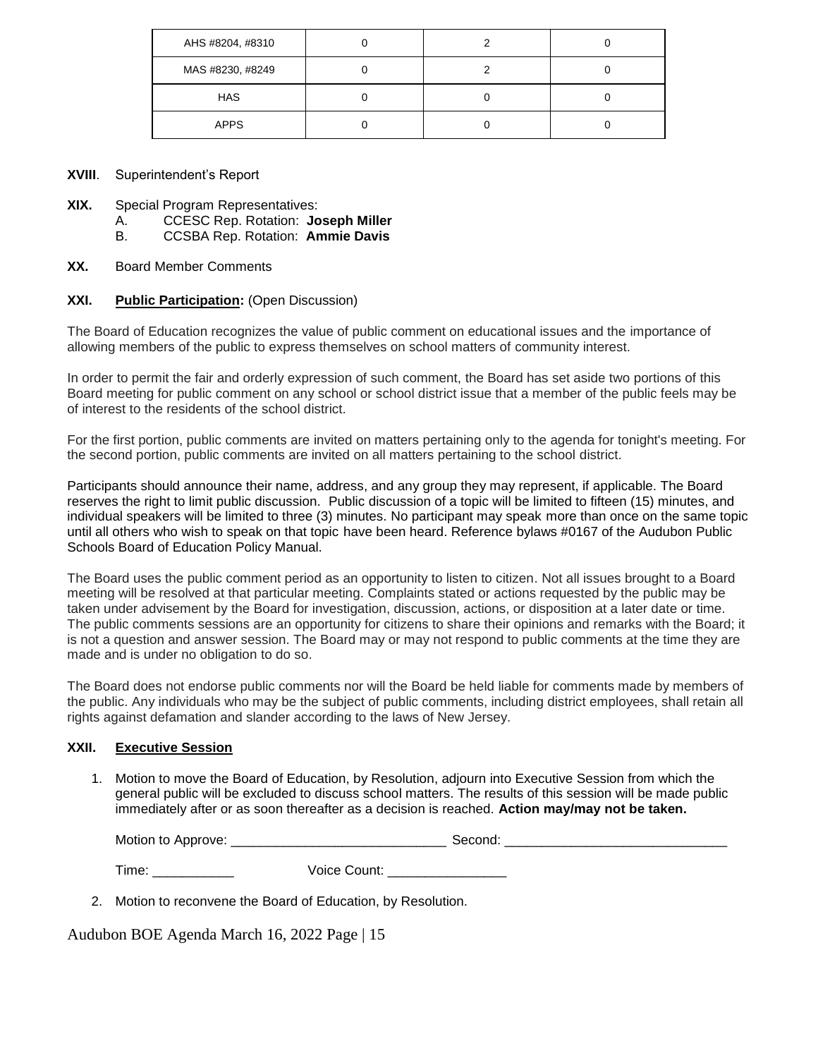| AHS #8204, #8310 | 0 | 2 | 0 |
|---|---|---|---|
| MAS #8230, #8249 | 0 | 2 | 0 |
| HAS | 0 | 0 | 0 |
| APPS | 0 | 0 | 0 |

**XVIII**. Superintendent's Report

**XIX.** Special Program Representatives:

A. CCESC Rep. Rotation: **Joseph Miller**
B. CCSBA Rep. Rotation: **Ammie Davis**

**XX.** Board Member Comments

**XXI.** **Public Participation:** (Open Discussion)

The Board of Education recognizes the value of public comment on educational issues and the importance of allowing members of the public to express themselves on school matters of community interest.

In order to permit the fair and orderly expression of such comment, the Board has set aside two portions of this Board meeting for public comment on any school or school district issue that a member of the public feels may be of interest to the residents of the school district.

For the first portion, public comments are invited on matters pertaining only to the agenda for tonight's meeting. For the second portion, public comments are invited on all matters pertaining to the school district.

Participants should announce their name, address, and any group they may represent, if applicable. The Board reserves the right to limit public discussion. Public discussion of a topic will be limited to fifteen (15) minutes, and individual speakers will be limited to three (3) minutes. No participant may speak more than once on the same topic until all others who wish to speak on that topic have been heard. Reference bylaws #0167 of the Audubon Public Schools Board of Education Policy Manual.

The Board uses the public comment period as an opportunity to listen to citizen. Not all issues brought to a Board meeting will be resolved at that particular meeting. Complaints stated or actions requested by the public may be taken under advisement by the Board for investigation, discussion, actions, or disposition at a later date or time. The public comments sessions are an opportunity for citizens to share their opinions and remarks with the Board; it is not a question and answer session. The Board may or may not respond to public comments at the time they are made and is under no obligation to do so.

The Board does not endorse public comments nor will the Board be held liable for comments made by members of the public. Any individuals who may be the subject of public comments, including district employees, shall retain all rights against defamation and slander according to the laws of New Jersey.

**XXII.** **Executive Session**

1. Motion to move the Board of Education, by Resolution, adjourn into Executive Session from which the general public will be excluded to discuss school matters. The results of this session will be made public immediately after or as soon thereafter as a decision is reached. **Action may/may not be taken.**

   Motion to Approve: _____________________________ Second: ______________________________

   Time: ___________ Voice Count: _______________

2. Motion to reconvene the Board of Education, by Resolution.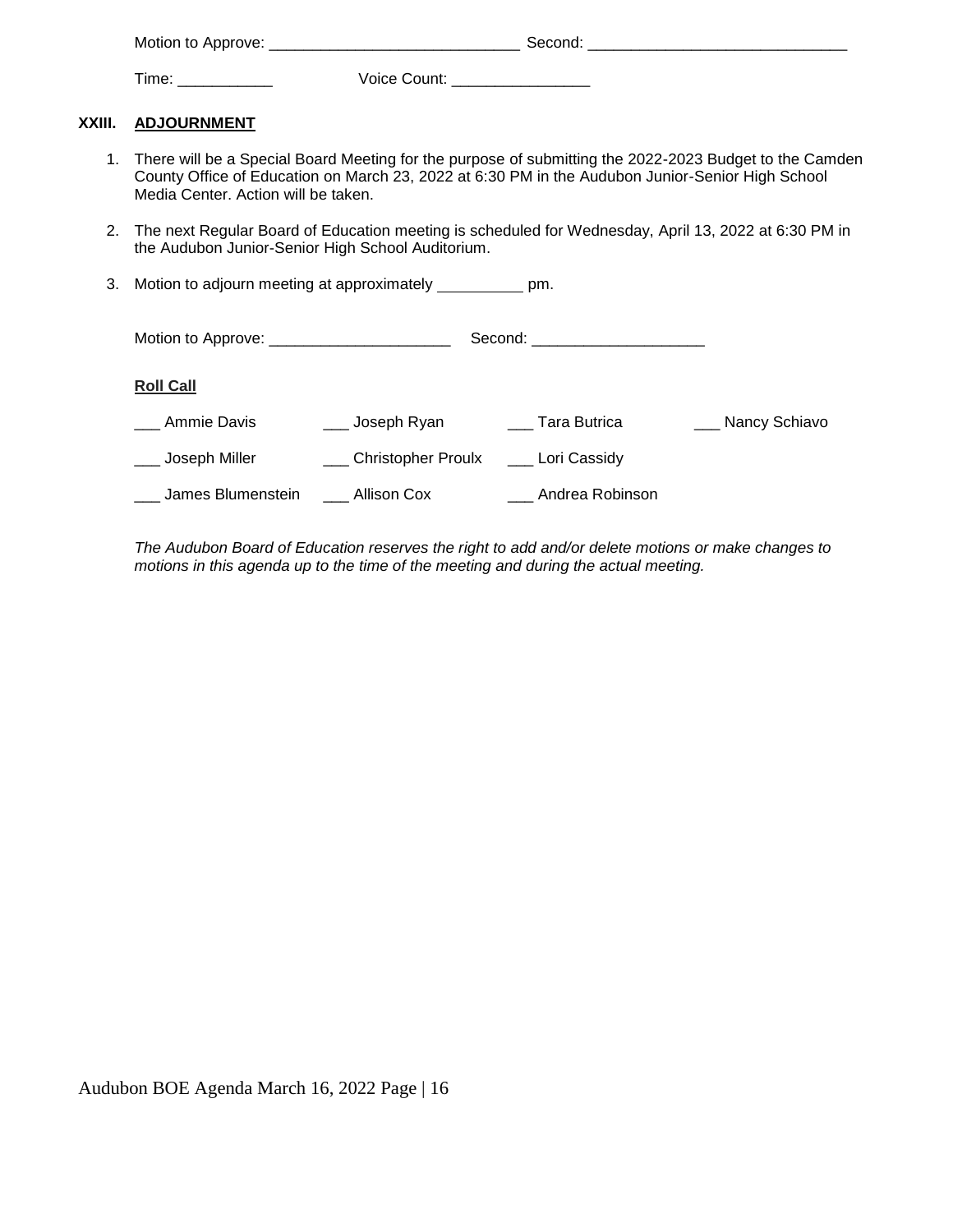Motion to Approve: _____________________________ Second: ______________________________

Time: ___________ Voice Count: ________________

## XXIII. ADJOURNMENT

1. There will be a Special Board Meeting for the purpose of submitting the 2022-2023 Budget to the Camden County Office of Education on March 23, 2022 at 6:30 PM in the Audubon Junior-Senior High School Media Center. Action will be taken.

2. The next Regular Board of Education meeting is scheduled for Wednesday, April 13, 2022 at 6:30 PM in the Audubon Junior-Senior High School Auditorium.

3. Motion to adjourn meeting at approximately __________ pm.

Motion to Approve: _____________________ Second: ____________________

**Roll Call**

| | | | |
|---|---|---|---|
| ___ Ammie Davis | ___ Joseph Ryan | ___ Tara Butrica | ___ Nancy Schiavo |
| ___ Joseph Miller | ___ Christopher Proulx | ___ Lori Cassidy | |
| ___ James Blumenstein | ___ Allison Cox | ___ Andrea Robinson | |

*The Audubon Board of Education reserves the right to add and/or delete motions or make changes to motions in this agenda up to the time of the meeting and during the actual meeting.*